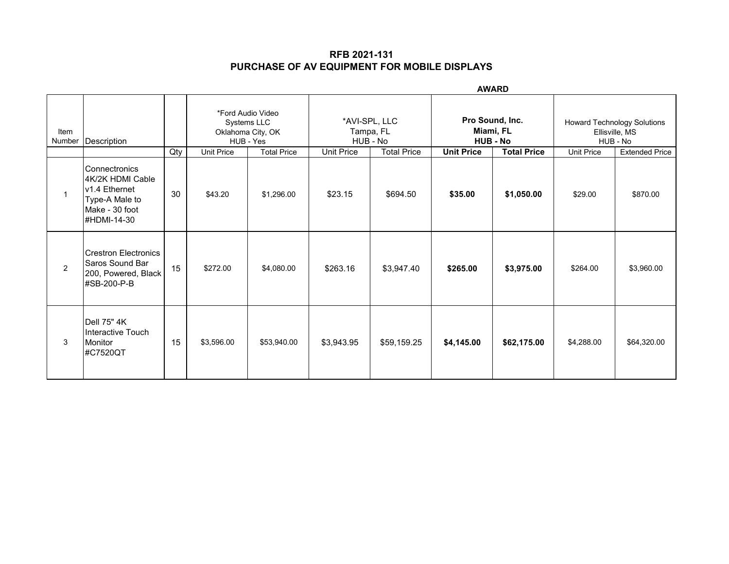# RFB 2021-131
## PURCHASE OF AV EQUIPMENT FOR MOBILE DISPLAYS

| Item Number | Description | Qty | *Ford Audio Video Systems LLC Oklahoma City, OK HUB - Yes | | *AVI-SPL, LLC Tampa, FL HUB - No | | **AWARD** **Pro Sound, Inc. Miami, FL HUB - No** | | Howard Technology Solutions Ellisville, MS HUB - No | |
|---|---|---|---|---|---|---|---|---|---|---|
| | | Qty | Unit Price | Total Price | Unit Price | Total Price | **Unit Price** | **Total Price** | Unit Price | Extended Price |
| 1 | Connectronics 4K/2K HDMI Cable v1.4 Ethernet Type-A Male to Make - 30 foot #HDMI-14-30 | 30 | $43.20 | $1,296.00 | $23.15 | $694.50 | **$35.00** | **$1,050.00** | $29.00 | $870.00 |
| 2 | Crestron Electronics Saros Sound Bar 200, Powered, Black #SB-200-P-B | 15 | $272.00 | $4,080.00 | $263.16 | $3,947.40 | **$265.00** | **$3,975.00** | $264.00 | $3,960.00 |
| 3 | Dell 75" 4K Interactive Touch Monitor #C7520QT | 15 | $3,596.00 | $53,940.00 | $3,943.95 | $59,159.25 | **$4,145.00** | **$62,175.00** | $4,288.00 | $64,320.00 |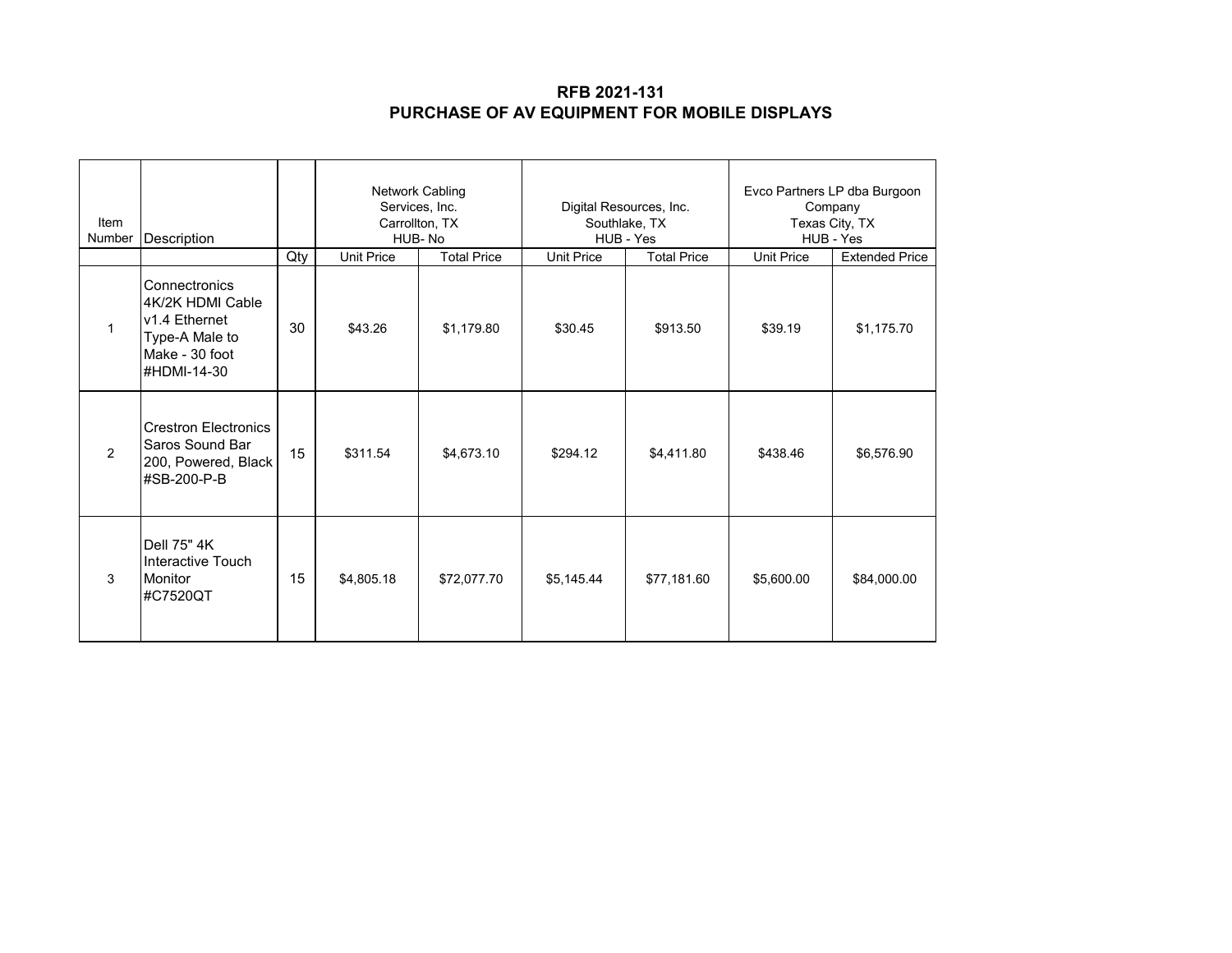## RFB 2021-131
## PURCHASE OF AV EQUIPMENT FOR MOBILE DISPLAYS

| Item Number | Description | | Network Cabling Services, Inc. Carrollton, TX HUB- No | | Digital Resources, Inc. Southlake, TX HUB - Yes | | Evco Partners LP dba Burgoon Company Texas City, TX HUB - Yes | |
|---|---|---|---|---|---|---|---|---|
| | | Qty | Unit Price | Total Price | Unit Price | Total Price | Unit Price | Extended Price |
| 1 | Connectronics 4K/2K HDMI Cable v1.4 Ethernet Type-A Male to Make - 30 foot #HDMI-14-30 | 30 | $43.26 | $1,179.80 | $30.45 | $913.50 | $39.19 | $1,175.70 |
| 2 | Crestron Electronics Saros Sound Bar 200, Powered, Black #SB-200-P-B | 15 | $311.54 | $4,673.10 | $294.12 | $4,411.80 | $438.46 | $6,576.90 |
| 3 | Dell 75" 4K Interactive Touch Monitor #C7520QT | 15 | $4,805.18 | $72,077.70 | $5,145.44 | $77,181.60 | $5,600.00 | $84,000.00 |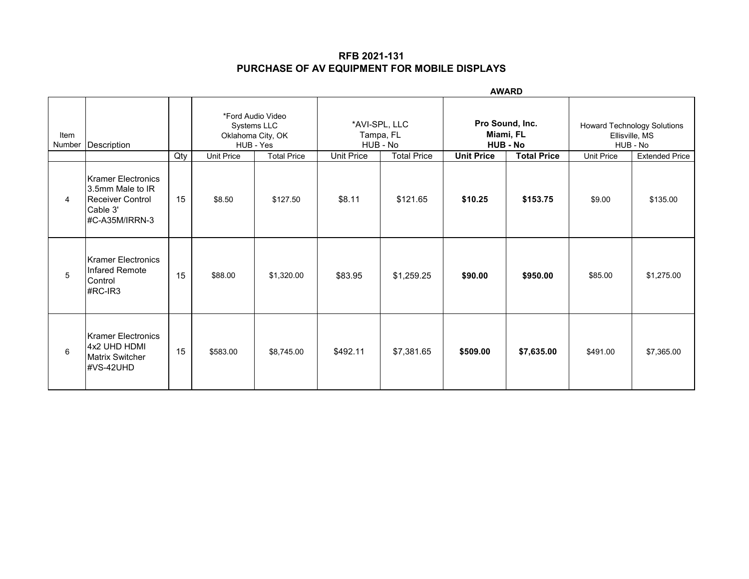# RFB 2021-131
## PURCHASE OF AV EQUIPMENT FOR MOBILE DISPLAYS

| Item Number | Description | Qty | *Ford Audio Video Systems LLC Oklahoma City, OK HUB - Yes | | *AVI-SPL, LLC Tampa, FL HUB - No | | **AWARD** **Pro Sound, Inc. Miami, FL HUB - No** | | Howard Technology Solutions Ellisville, MS HUB - No | |
|---|---|---|---|---|---|---|---|---|---|---|
| | | | Unit Price | Total Price | Unit Price | Total Price | **Unit Price** | **Total Price** | Unit Price | Extended Price |
| 4 | Kramer Electronics 3.5mm Male to IR Receiver Control Cable 3' #C-A35M/IRRN-3 | 15 | $8.50 | $127.50 | $8.11 | $121.65 | **$10.25** | **$153.75** | $9.00 | $135.00 |
| 5 | Kramer Electronics Infared Remote Control #RC-IR3 | 15 | $88.00 | $1,320.00 | $83.95 | $1,259.25 | **$90.00** | **$950.00** | $85.00 | $1,275.00 |
| 6 | Kramer Electronics 4x2 UHD HDMI Matrix Switcher #VS-42UHD | 15 | $583.00 | $8,745.00 | $492.11 | $7,381.65 | **$509.00** | **$7,635.00** | $491.00 | $7,365.00 |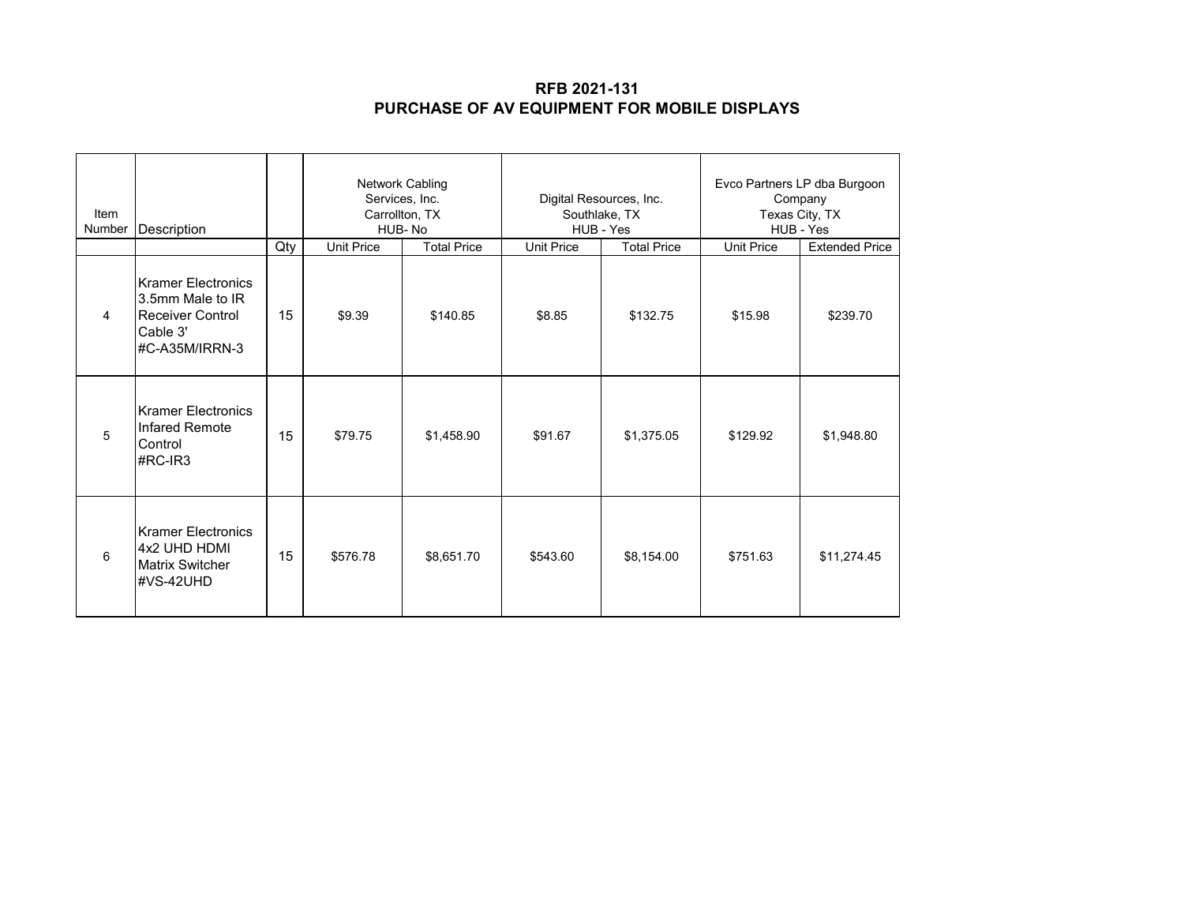**RFB 2021-131**
**PURCHASE OF AV EQUIPMENT FOR MOBILE DISPLAYS**

| Item Number | Description | | Network Cabling Services, Inc. Carrollton, TX HUB- No | | Digital Resources, Inc. Southlake, TX HUB - Yes | | Evco Partners LP dba Burgoon Company Texas City, TX HUB - Yes | |
|---|---|---|---|---|---|---|---|---|
| | | Qty | Unit Price | Total Price | Unit Price | Total Price | Unit Price | Extended Price |
| 4 | Kramer Electronics 3.5mm Male to IR Receiver Control Cable 3' #C-A35M/IRRN-3 | 15 | $9.39 | $140.85 | $8.85 | $132.75 | $15.98 | $239.70 |
| 5 | Kramer Electronics Infared Remote Control #RC-IR3 | 15 | $79.75 | $1,458.90 | $91.67 | $1,375.05 | $129.92 | $1,948.80 |
| 6 | Kramer Electronics 4x2 UHD HDMI Matrix Switcher #VS-42UHD | 15 | $576.78 | $8,651.70 | $543.60 | $8,154.00 | $751.63 | $11,274.45 |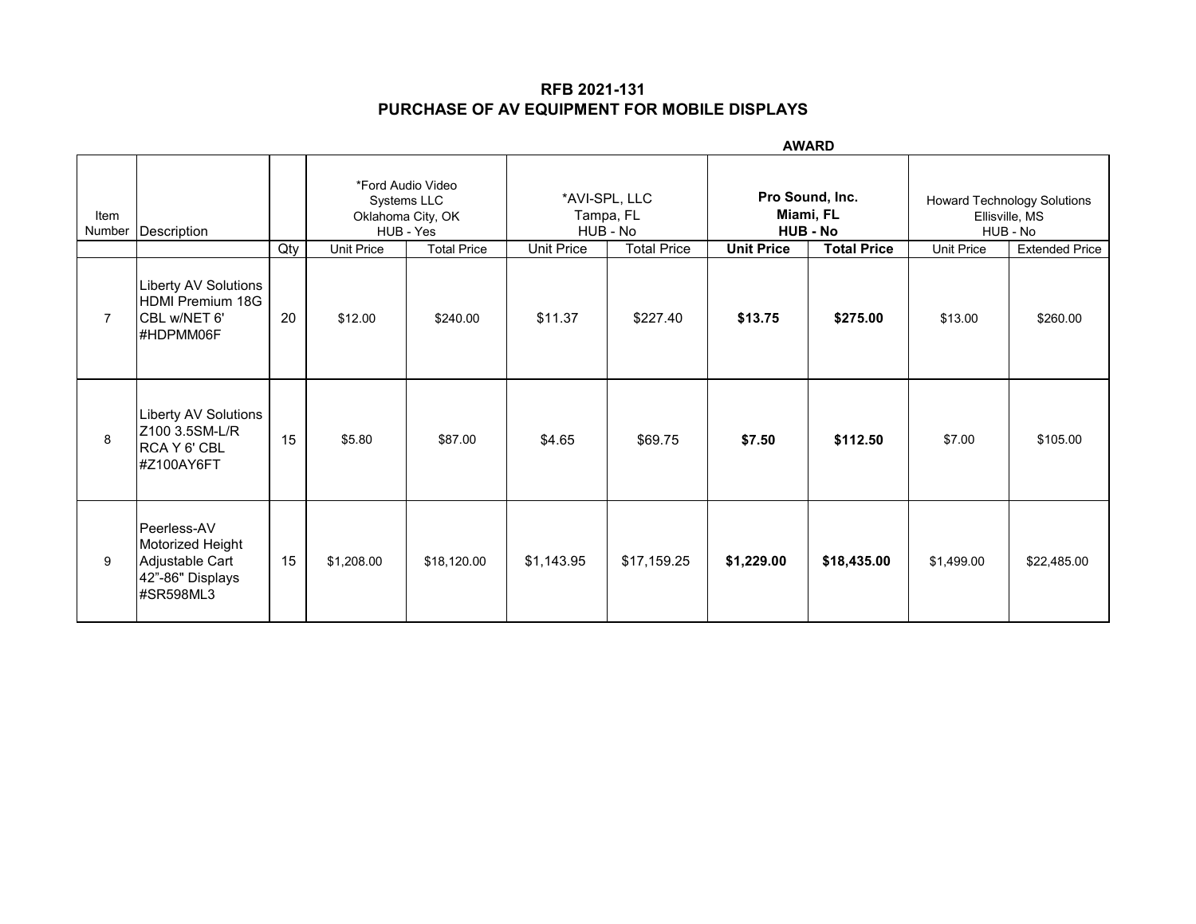## RFB 2021-131
## PURCHASE OF AV EQUIPMENT FOR MOBILE DISPLAYS

| Item Number | Description | Qty | *Ford Audio Video Systems LLC Oklahoma City, OK HUB - Yes | | *AVI-SPL, LLC Tampa, FL HUB - No | | **AWARD** **Pro Sound, Inc. Miami, FL HUB - No** | | Howard Technology Solutions Ellisville, MS HUB - No | |
|---|---|---|---|---|---|---|---|---|---|---|
| | | | Unit Price | Total Price | Unit Price | Total Price | **Unit Price** | **Total Price** | Unit Price | Extended Price |
| 7 | Liberty AV Solutions HDMI Premium 18G CBL w/NET 6' #HDPMM06F | 20 | $12.00 | $240.00 | $11.37 | $227.40 | **$13.75** | **$275.00** | $13.00 | $260.00 |
| 8 | Liberty AV Solutions Z100 3.5SM-L/R RCA Y 6' CBL #Z100AY6FT | 15 | $5.80 | $87.00 | $4.65 | $69.75 | **$7.50** | **$112.50** | $7.00 | $105.00 |
| 9 | Peerless-AV Motorized Height Adjustable Cart 42"-86" Displays #SR598ML3 | 15 | $1,208.00 | $18,120.00 | $1,143.95 | $17,159.25 | **$1,229.00** | **$18,435.00** | $1,499.00 | $22,485.00 |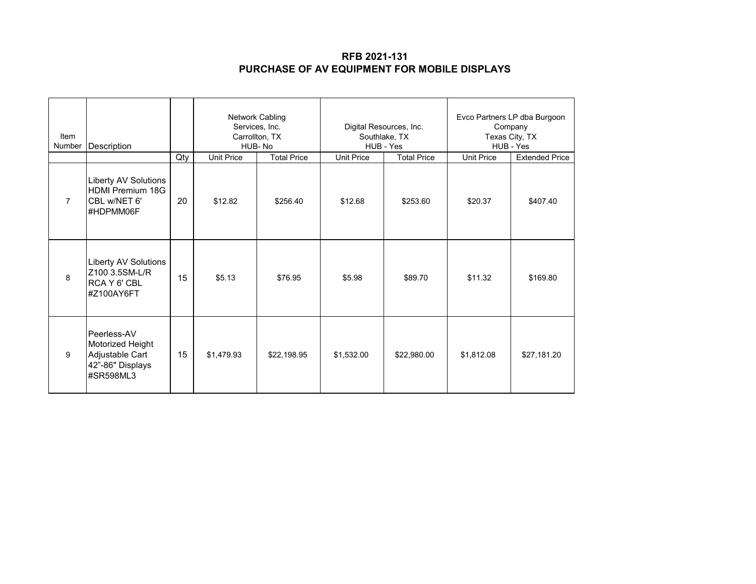# RFB 2021-131
## PURCHASE OF AV EQUIPMENT FOR MOBILE DISPLAYS

| Item Number | Description | | Network Cabling Services, Inc. Carrollton, TX HUB- No | | Digital Resources, Inc. Southlake, TX HUB - Yes | | Evco Partners LP dba Burgoon Company Texas City, TX HUB - Yes | |
|---|---|---|---|---|---|---|---|---|
| | | Qty | Unit Price | Total Price | Unit Price | Total Price | Unit Price | Extended Price |
| 7 | Liberty AV Solutions HDMI Premium 18G CBL w/NET 6' #HDPMM06F | 20 | $12.82 | $256.40 | $12.68 | $253.60 | $20.37 | $407.40 |
| 8 | Liberty AV Solutions Z100 3.5SM-L/R RCA Y 6' CBL #Z100AY6FT | 15 | $5.13 | $76.95 | $5.98 | $89.70 | $11.32 | $169.80 |
| 9 | Peerless-AV Motorized Height Adjustable Cart 42"-86" Displays #SR598ML3 | 15 | $1,479.93 | $22,198.95 | $1,532.00 | $22,980.00 | $1,812.08 | $27,181.20 |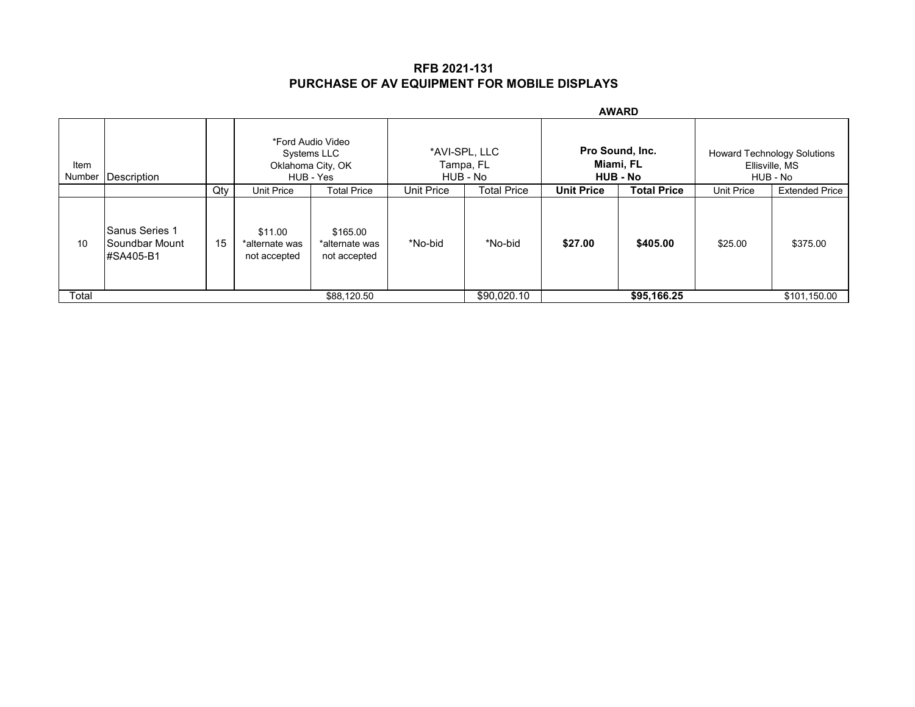# RFB 2021-131
## PURCHASE OF AV EQUIPMENT FOR MOBILE DISPLAYS

| Item Number | Description | | *Ford Audio Video Systems LLC Oklahoma City, OK HUB - Yes | | *AVI-SPL, LLC Tampa, FL HUB - No | | **AWARD** **Pro Sound, Inc. Miami, FL HUB - No** | | Howard Technology Solutions Ellisville, MS HUB - No | |
|---|---|---|---|---|---|---|---|---|---|---|
| | | Qty | Unit Price | Total Price | Unit Price | Total Price | **Unit Price** | **Total Price** | Unit Price | Extended Price |
| 10 | Sanus Series 1 Soundbar Mount #SA405-B1 | 15 | $11.00 *alternate was not accepted | $165.00 *alternate was not accepted | *No-bid | *No-bid | **$27.00** | **$405.00** | $25.00 | $375.00 |
| Total | | | | $88,120.50 | | $90,020.10 | | **$95,166.25** | | $101,150.00 |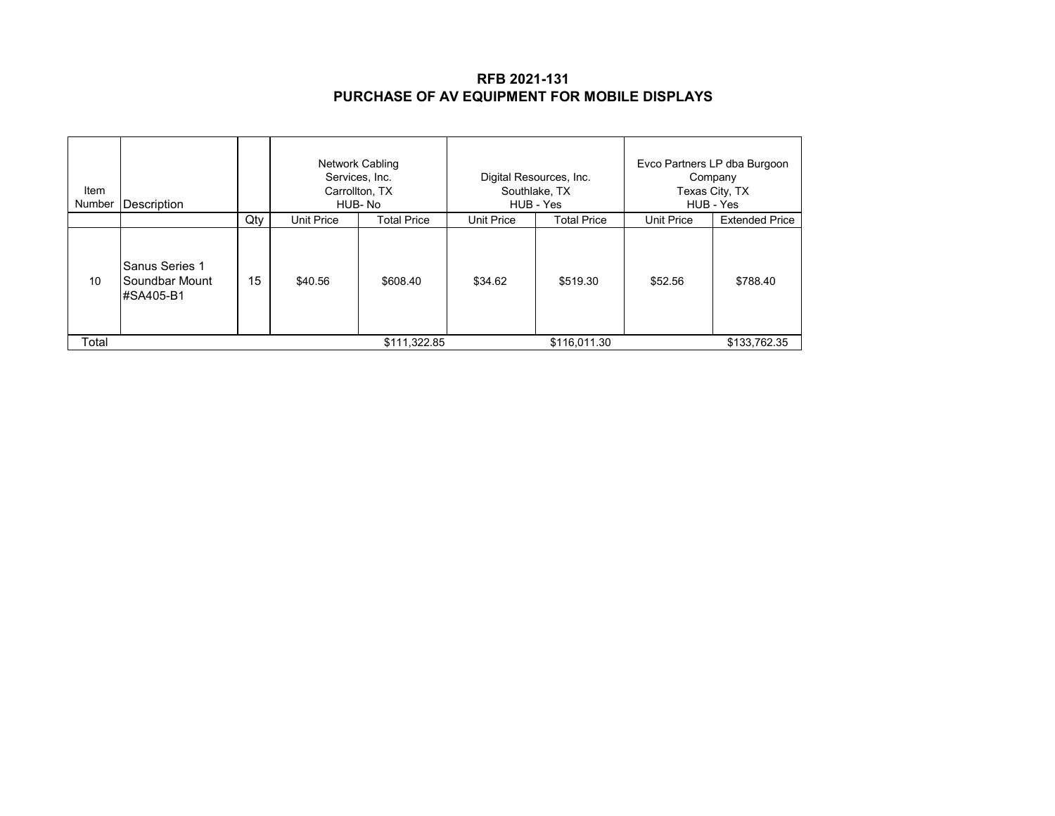## RFB 2021-131
## PURCHASE OF AV EQUIPMENT FOR MOBILE DISPLAYS

| Item Number | Description | | Network Cabling Services, Inc. Carrollton, TX HUB- No | | Digital Resources, Inc. Southlake, TX HUB - Yes | | Evco Partners LP dba Burgoon Company Texas City, TX HUB - Yes | |
|---|---|---|---|---|---|---|---|---|
| | | Qty | Unit Price | Total Price | Unit Price | Total Price | Unit Price | Extended Price |
| 10 | Sanus Series 1 Soundbar Mount #SA405-B1 | 15 | $40.56 | $608.40 | $34.62 | $519.30 | $52.56 | $788.40 |
| Total | | | | $111,322.85 | | $116,011.30 | | $133,762.35 |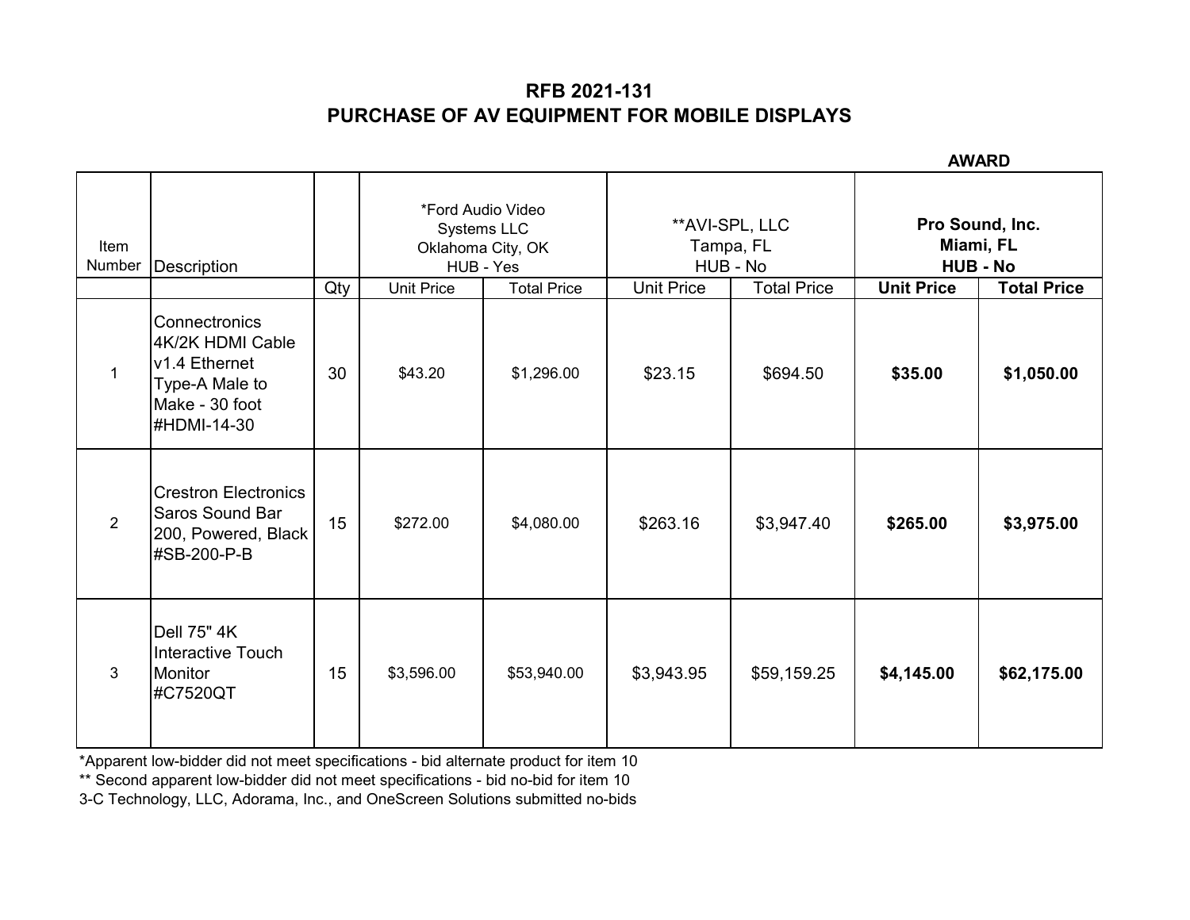# RFB 2021-131
# PURCHASE OF AV EQUIPMENT FOR MOBILE DISPLAYS

| Item Number | Description | Qty | *Ford Audio Video Systems LLC Oklahoma City, OK HUB - Yes | | **AVI-SPL, LLC Tampa, FL HUB - No | | AWARD **Pro Sound, Inc. Miami, FL HUB - No** | |
|---|---|---|---|---|---|---|---|---|
| | | | Unit Price | Total Price | Unit Price | Total Price | **Unit Price** | **Total Price** |
| 1 | Connectronics 4K/2K HDMI Cable v1.4 Ethernet Type-A Male to Make - 30 foot #HDMI-14-30 | 30 | $43.20 | $1,296.00 | $23.15 | $694.50 | **$35.00** | **$1,050.00** |
| 2 | Crestron Electronics Saros Sound Bar 200, Powered, Black #SB-200-P-B | 15 | $272.00 | $4,080.00 | $263.16 | $3,947.40 | **$265.00** | **$3,975.00** |
| 3 | Dell 75" 4K Interactive Touch Monitor #C7520QT | 15 | $3,596.00 | $53,940.00 | $3,943.95 | $59,159.25 | **$4,145.00** | **$62,175.00** |

*Apparent low-bidder did not meet specifications - bid alternate product for item 10

** Second apparent low-bidder did not meet specifications - bid no-bid for item 10

3-C Technology, LLC, Adorama, Inc., and OneScreen Solutions submitted no-bids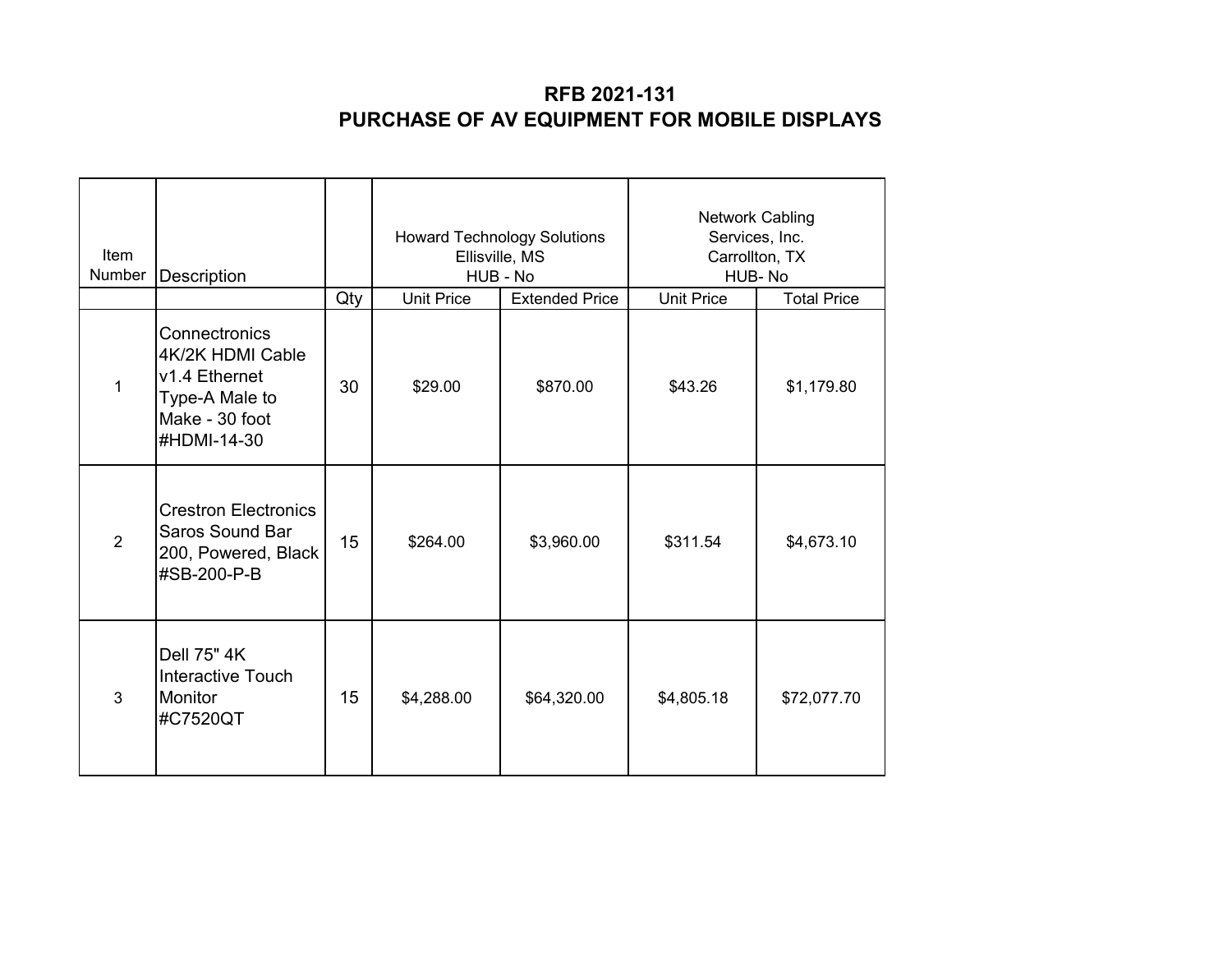# RFB 2021-131
## PURCHASE OF AV EQUIPMENT FOR MOBILE DISPLAYS

| Item Number | Description | | Howard Technology Solutions Ellisville, MS HUB - No | | Network Cabling Services, Inc. Carrollton, TX HUB- No | |
|---|---|---|---|---|---|---|
| | | Qty | Unit Price | Extended Price | Unit Price | Total Price |
| 1 | Connectronics 4K/2K HDMI Cable v1.4 Ethernet Type-A Male to Make - 30 foot #HDMI-14-30 | 30 | $29.00 | $870.00 | $43.26 | $1,179.80 |
| 2 | Crestron Electronics Saros Sound Bar 200, Powered, Black #SB-200-P-B | 15 | $264.00 | $3,960.00 | $311.54 | $4,673.10 |
| 3 | Dell 75" 4K Interactive Touch Monitor #C7520QT | 15 | $4,288.00 | $64,320.00 | $4,805.18 | $72,077.70 |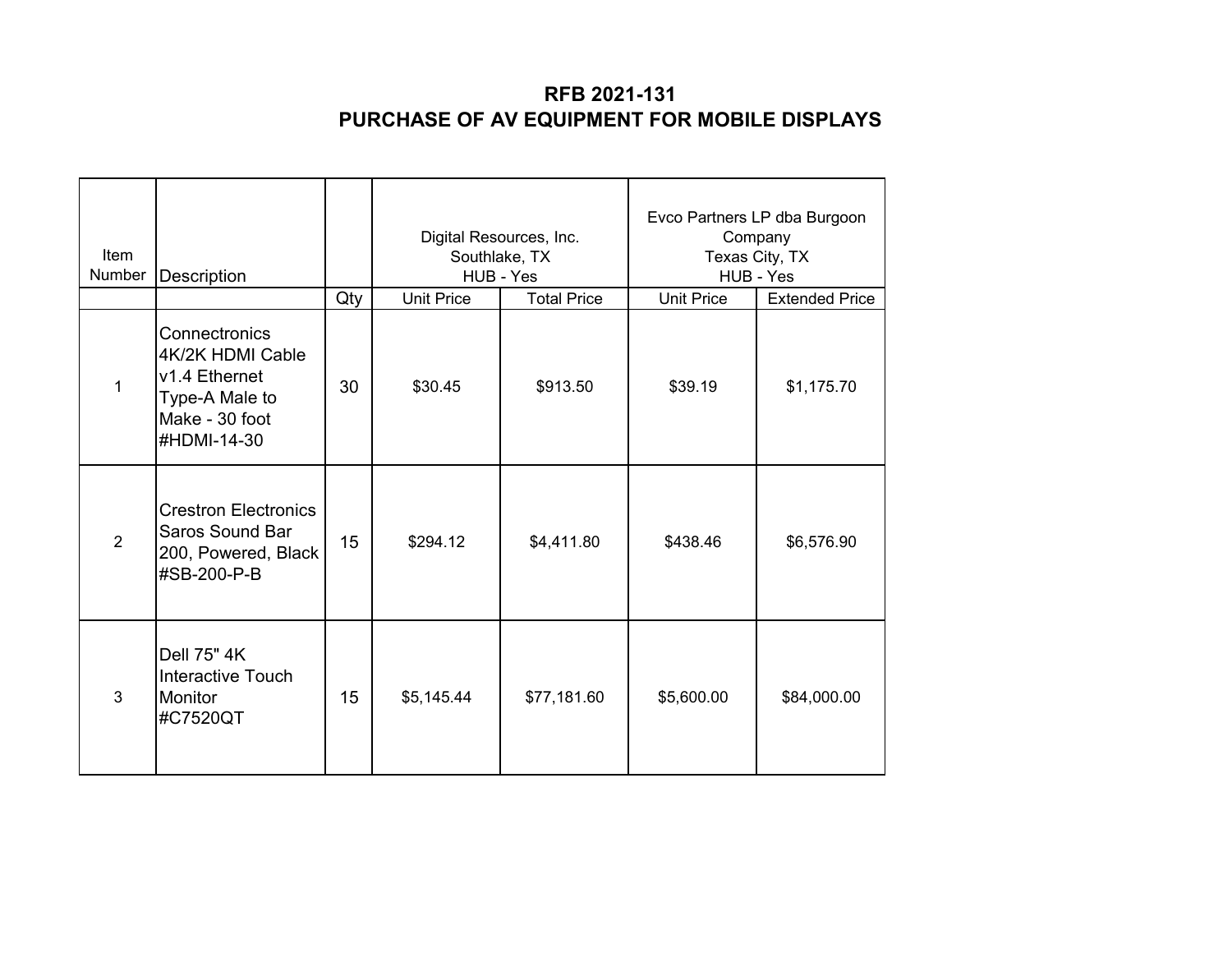# RFB 2021-131
# PURCHASE OF AV EQUIPMENT FOR MOBILE DISPLAYS

| Item Number | Description | | Digital Resources, Inc. Southlake, TX HUB - Yes | | Evco Partners LP dba Burgoon Company Texas City, TX HUB - Yes | |
|---|---|---|---|---|---|---|
| | | Qty | Unit Price | Total Price | Unit Price | Extended Price |
| 1 | Connectronics 4K/2K HDMI Cable v1.4 Ethernet Type-A Male to Make - 30 foot #HDMI-14-30 | 30 | $30.45 | $913.50 | $39.19 | $1,175.70 |
| 2 | Crestron Electronics Saros Sound Bar 200, Powered, Black #SB-200-P-B | 15 | $294.12 | $4,411.80 | $438.46 | $6,576.90 |
| 3 | Dell 75" 4K Interactive Touch Monitor #C7520QT | 15 | $5,145.44 | $77,181.60 | $5,600.00 | $84,000.00 |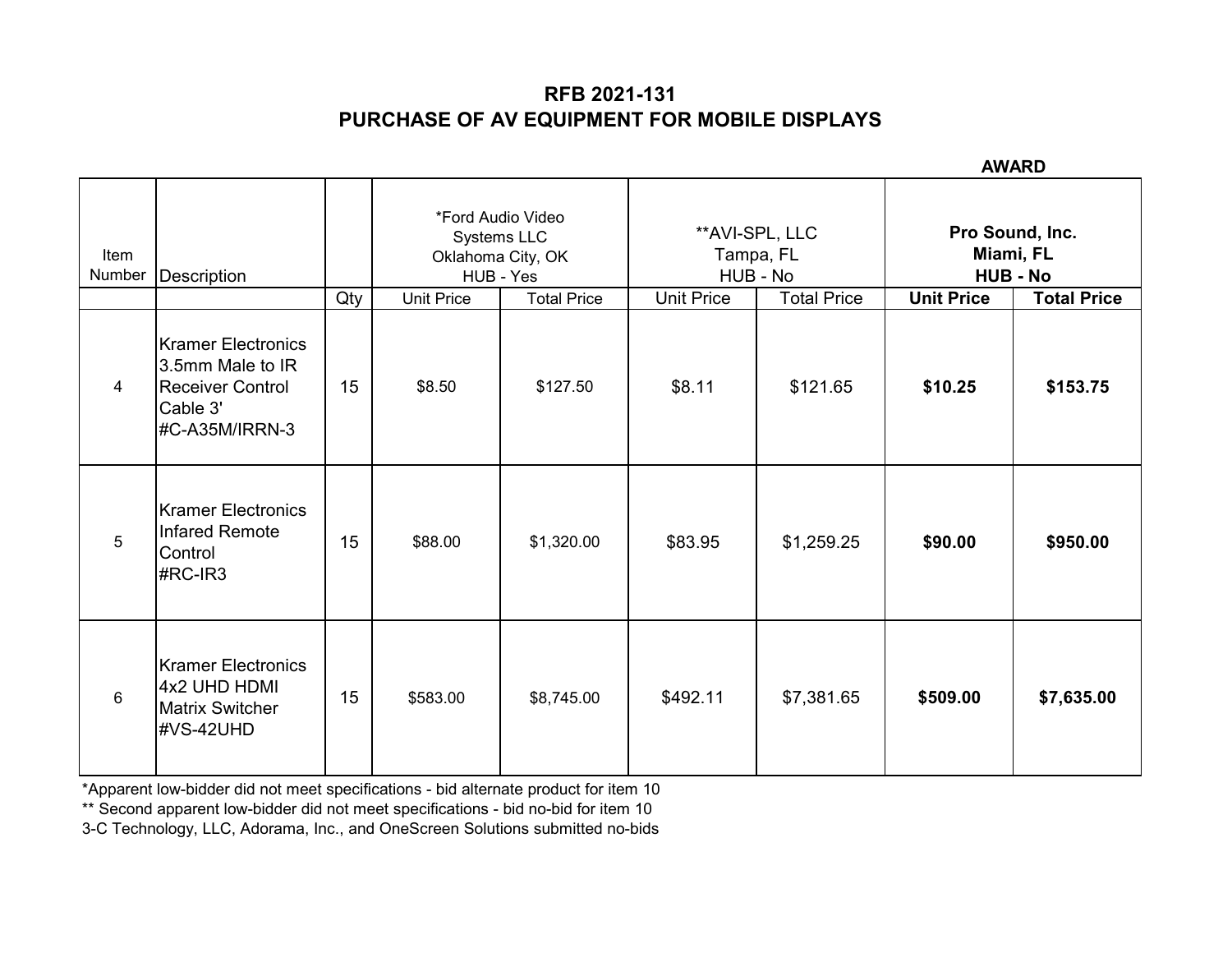# RFB 2021-131
## PURCHASE OF AV EQUIPMENT FOR MOBILE DISPLAYS

| Item Number | Description | Qty | *Ford Audio Video Systems LLC Oklahoma City, OK HUB - Yes | | **AVI-SPL, LLC Tampa, FL HUB - No | | **AWARD** **Pro Sound, Inc. Miami, FL HUB - No** | |
|---|---|---|---|---|---|---|---|---|
| | | | Unit Price | Total Price | Unit Price | Total Price | **Unit Price** | **Total Price** |
| 4 | Kramer Electronics 3.5mm Male to IR Receiver Control Cable 3' #C-A35M/IRRN-3 | 15 | $8.50 | $127.50 | $8.11 | $121.65 | **$10.25** | **$153.75** |
| 5 | Kramer Electronics Infared Remote Control #RC-IR3 | 15 | $88.00 | $1,320.00 | $83.95 | $1,259.25 | **$90.00** | **$950.00** |
| 6 | Kramer Electronics 4x2 UHD HDMI Matrix Switcher #VS-42UHD | 15 | $583.00 | $8,745.00 | $492.11 | $7,381.65 | **$509.00** | **$7,635.00** |

*Apparent low-bidder did not meet specifications - bid alternate product for item 10

** Second apparent low-bidder did not meet specifications - bid no-bid for item 10

3-C Technology, LLC, Adorama, Inc., and OneScreen Solutions submitted no-bids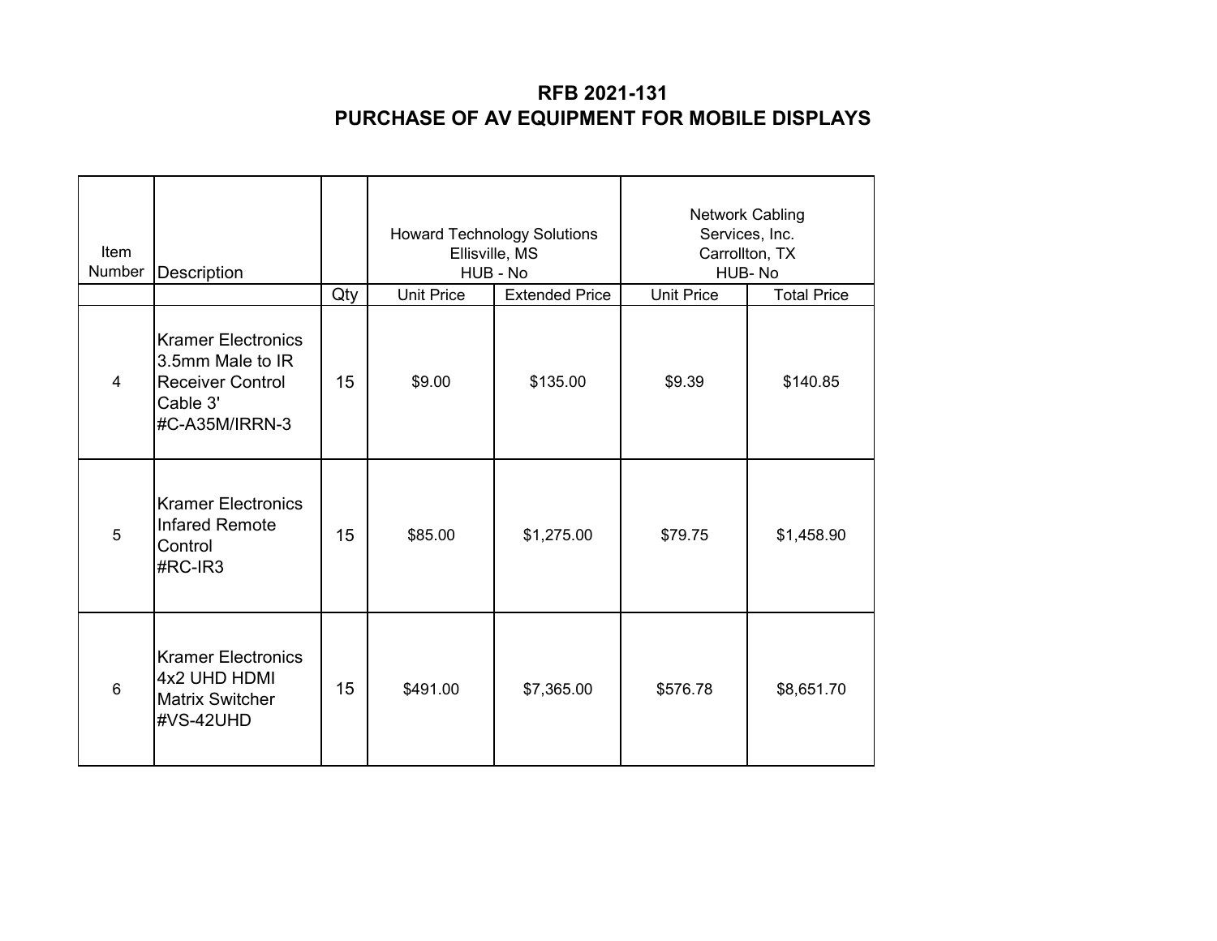# RFB 2021-131
# PURCHASE OF AV EQUIPMENT FOR MOBILE DISPLAYS

| Item Number | Description | | Howard Technology Solutions Ellisville, MS HUB - No | | Network Cabling Services, Inc. Carrollton, TX HUB- No | |
|---|---|---|---|---|---|---|
| | | Qty | Unit Price | Extended Price | Unit Price | Total Price |
| 4 | Kramer Electronics 3.5mm Male to IR Receiver Control Cable 3' #C-A35M/IRRN-3 | 15 | $9.00 | $135.00 | $9.39 | $140.85 |
| 5 | Kramer Electronics Infared Remote Control #RC-IR3 | 15 | $85.00 | $1,275.00 | $79.75 | $1,458.90 |
| 6 | Kramer Electronics 4x2 UHD HDMI Matrix Switcher #VS-42UHD | 15 | $491.00 | $7,365.00 | $576.78 | $8,651.70 |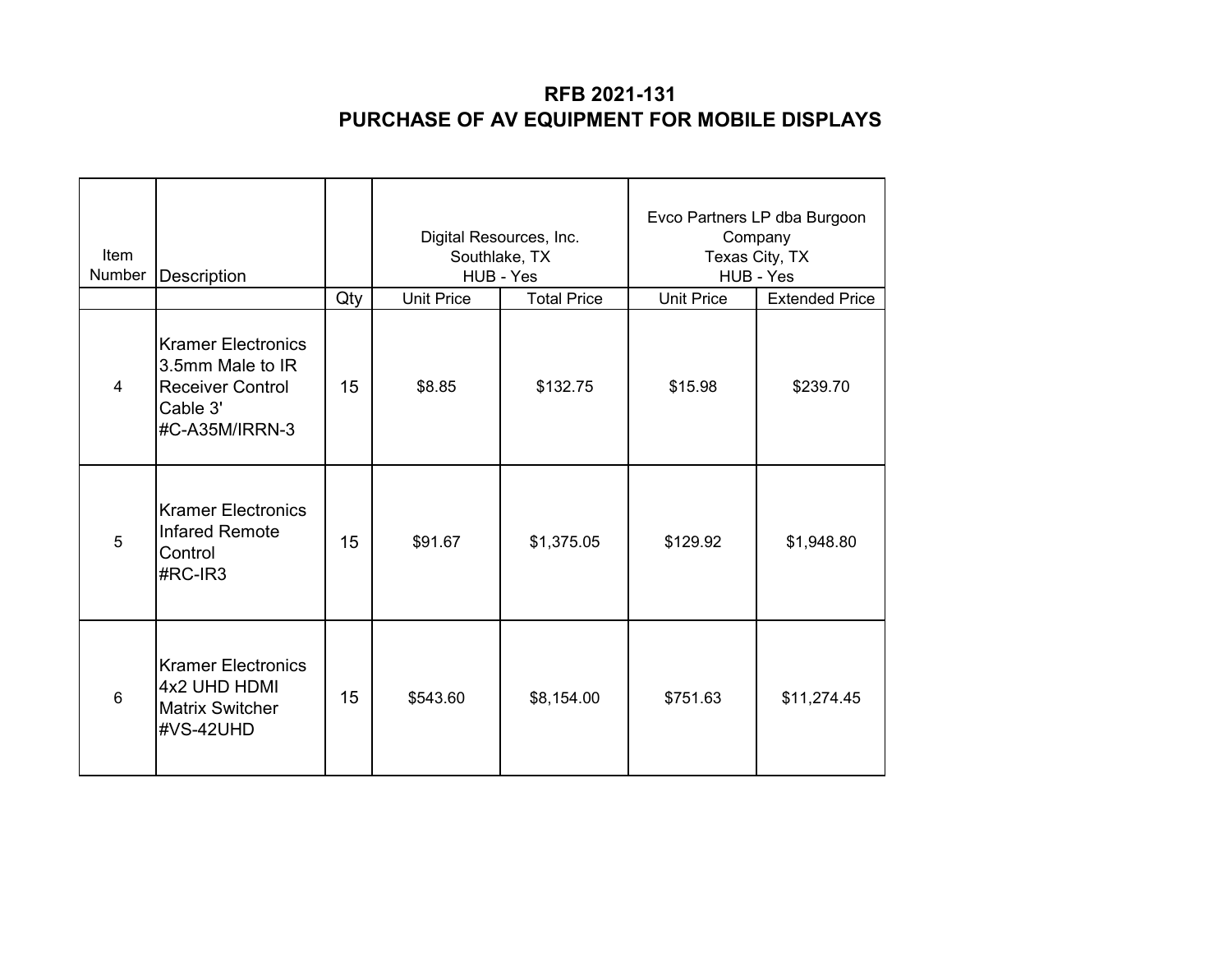# RFB 2021-131
## PURCHASE OF AV EQUIPMENT FOR MOBILE DISPLAYS

| Item Number | Description | | Digital Resources, Inc. Southlake, TX HUB - Yes | | Evco Partners LP dba Burgoon Company Texas City, TX HUB - Yes | |
|---|---|---|---|---|---|---|
| | | Qty | Unit Price | Total Price | Unit Price | Extended Price |
| 4 | Kramer Electronics 3.5mm Male to IR Receiver Control Cable 3' #C-A35M/IRRN-3 | 15 | $8.85 | $132.75 | $15.98 | $239.70 |
| 5 | Kramer Electronics Infared Remote Control #RC-IR3 | 15 | $91.67 | $1,375.05 | $129.92 | $1,948.80 |
| 6 | Kramer Electronics 4x2 UHD HDMI Matrix Switcher #VS-42UHD | 15 | $543.60 | $8,154.00 | $751.63 | $11,274.45 |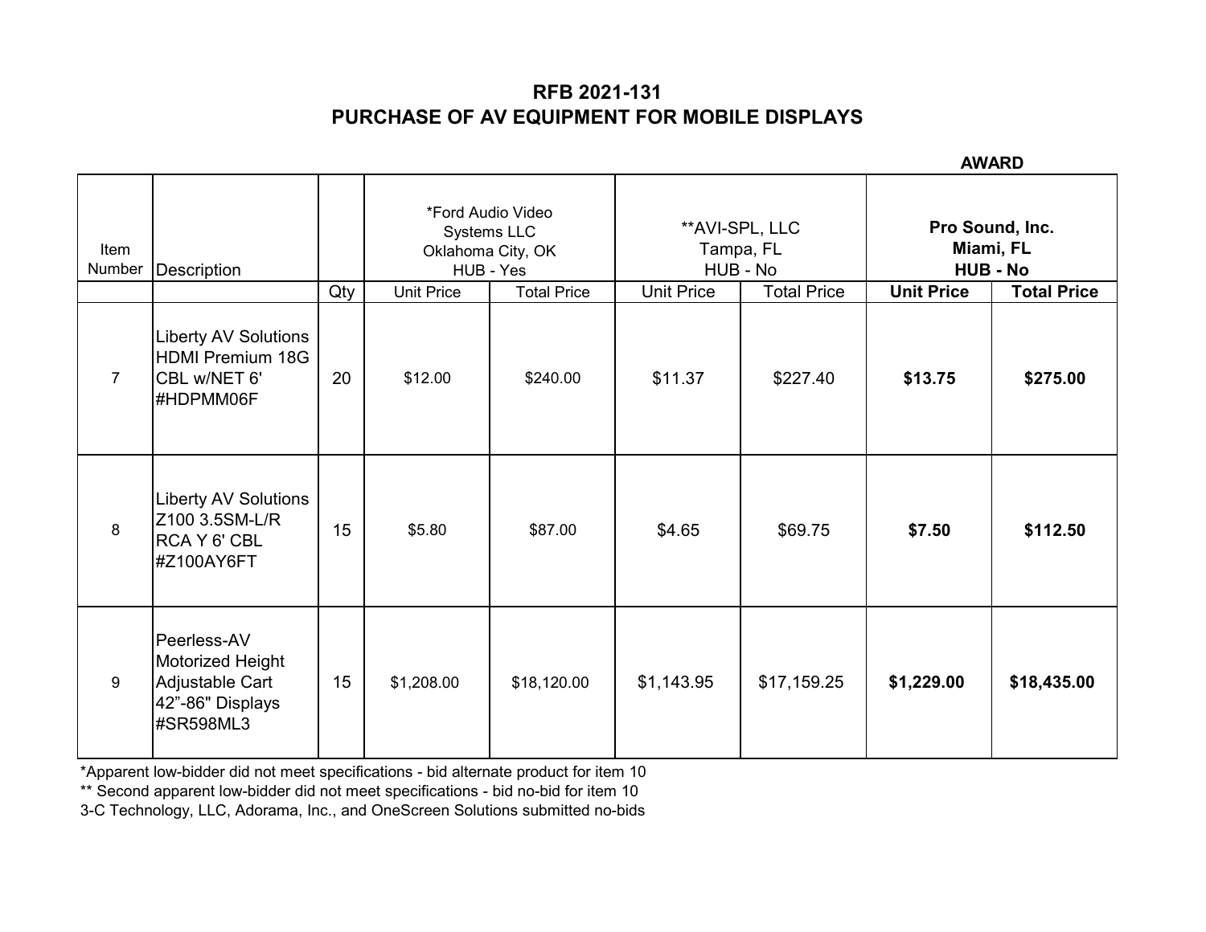# RFB 2021-131
## PURCHASE OF AV EQUIPMENT FOR MOBILE DISPLAYS

| Item Number | Description | | *Ford Audio Video Systems LLC Oklahoma City, OK HUB - Yes | | **AVI-SPL, LLC Tampa, FL HUB - No | | **AWARD** **Pro Sound, Inc. Miami, FL HUB - No** | |
|---|---|---|---|---|---|---|---|---|
| | | Qty | Unit Price | Total Price | Unit Price | Total Price | **Unit Price** | **Total Price** |
| 7 | Liberty AV Solutions HDMI Premium 18G CBL w/NET 6' #HDPMM06F | 20 | $12.00 | $240.00 | $11.37 | $227.40 | **$13.75** | **$275.00** |
| 8 | Liberty AV Solutions Z100 3.5SM-L/R RCA Y 6' CBL #Z100AY6FT | 15 | $5.80 | $87.00 | $4.65 | $69.75 | **$7.50** | **$112.50** |
| 9 | Peerless-AV Motorized Height Adjustable Cart 42"-86" Displays #SR598ML3 | 15 | $1,208.00 | $18,120.00 | $1,143.95 | $17,159.25 | **$1,229.00** | **$18,435.00** |

*Apparent low-bidder did not meet specifications - bid alternate product for item 10

** Second apparent low-bidder did not meet specifications - bid no-bid for item 10

3-C Technology, LLC, Adorama, Inc., and OneScreen Solutions submitted no-bids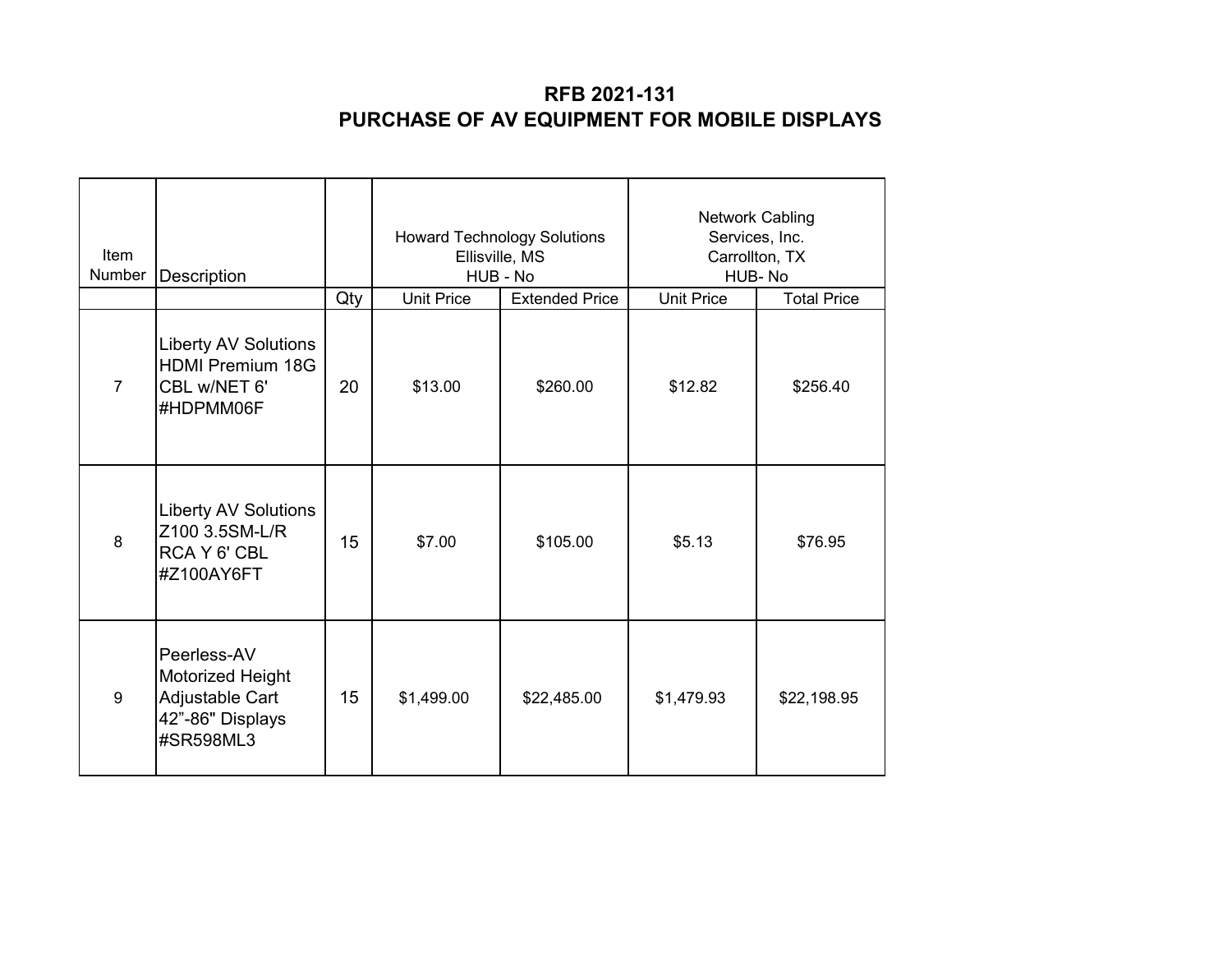# RFB 2021-131
## PURCHASE OF AV EQUIPMENT FOR MOBILE DISPLAYS

| Item Number | Description | | Howard Technology Solutions Ellisville, MS HUB - No | | Network Cabling Services, Inc. Carrollton, TX HUB- No | |
|---|---|---|---|---|---|---|
| | | Qty | Unit Price | Extended Price | Unit Price | Total Price |
| 7 | Liberty AV Solutions HDMI Premium 18G CBL w/NET 6' #HDPMM06F | 20 | $13.00 | $260.00 | $12.82 | $256.40 |
| 8 | Liberty AV Solutions Z100 3.5SM-L/R RCA Y 6' CBL #Z100AY6FT | 15 | $7.00 | $105.00 | $5.13 | $76.95 |
| 9 | Peerless-AV Motorized Height Adjustable Cart 42"-86" Displays #SR598ML3 | 15 | $1,499.00 | $22,485.00 | $1,479.93 | $22,198.95 |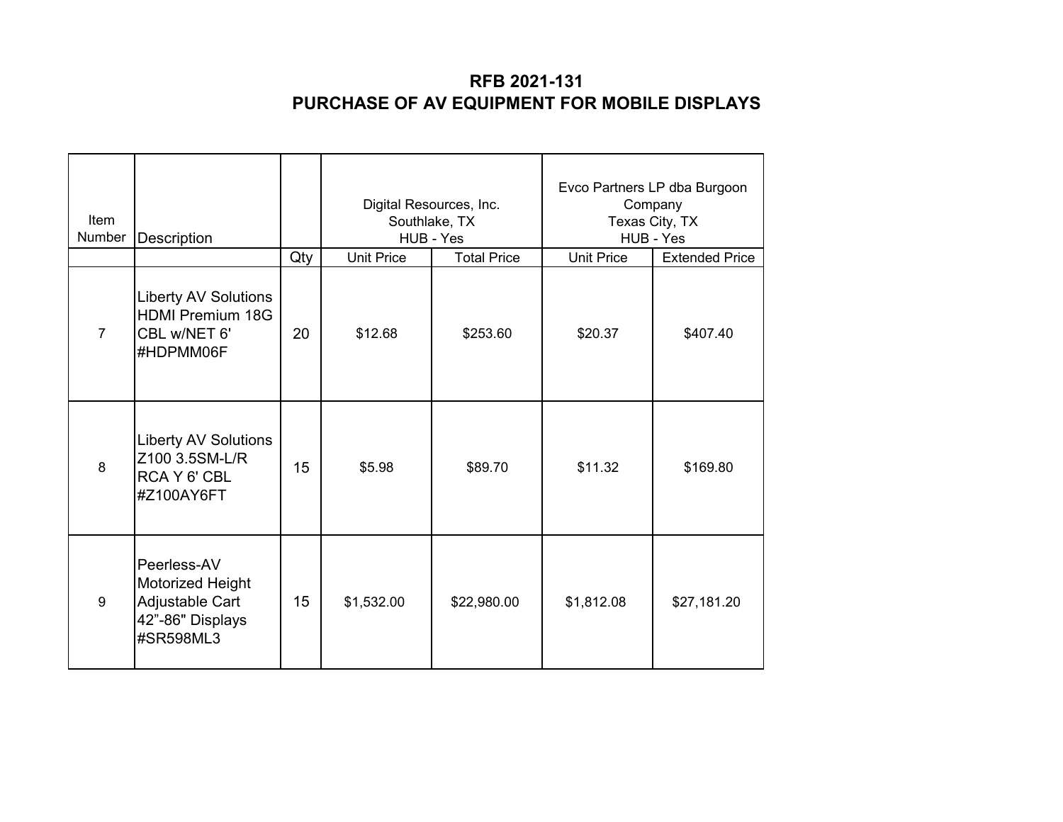# RFB 2021-131
# PURCHASE OF AV EQUIPMENT FOR MOBILE DISPLAYS

| Item Number | Description | | Digital Resources, Inc. Southlake, TX HUB - Yes | | Evco Partners LP dba Burgoon Company Texas City, TX HUB - Yes | |
|---|---|---|---|---|---|---|
| | | Qty | Unit Price | Total Price | Unit Price | Extended Price |
| 7 | Liberty AV Solutions HDMI Premium 18G CBL w/NET 6' #HDPMM06F | 20 | $12.68 | $253.60 | $20.37 | $407.40 |
| 8 | Liberty AV Solutions Z100 3.5SM-L/R RCA Y 6' CBL #Z100AY6FT | 15 | $5.98 | $89.70 | $11.32 | $169.80 |
| 9 | Peerless-AV Motorized Height Adjustable Cart 42”-86" Displays #SR598ML3 | 15 | $1,532.00 | $22,980.00 | $1,812.08 | $27,181.20 |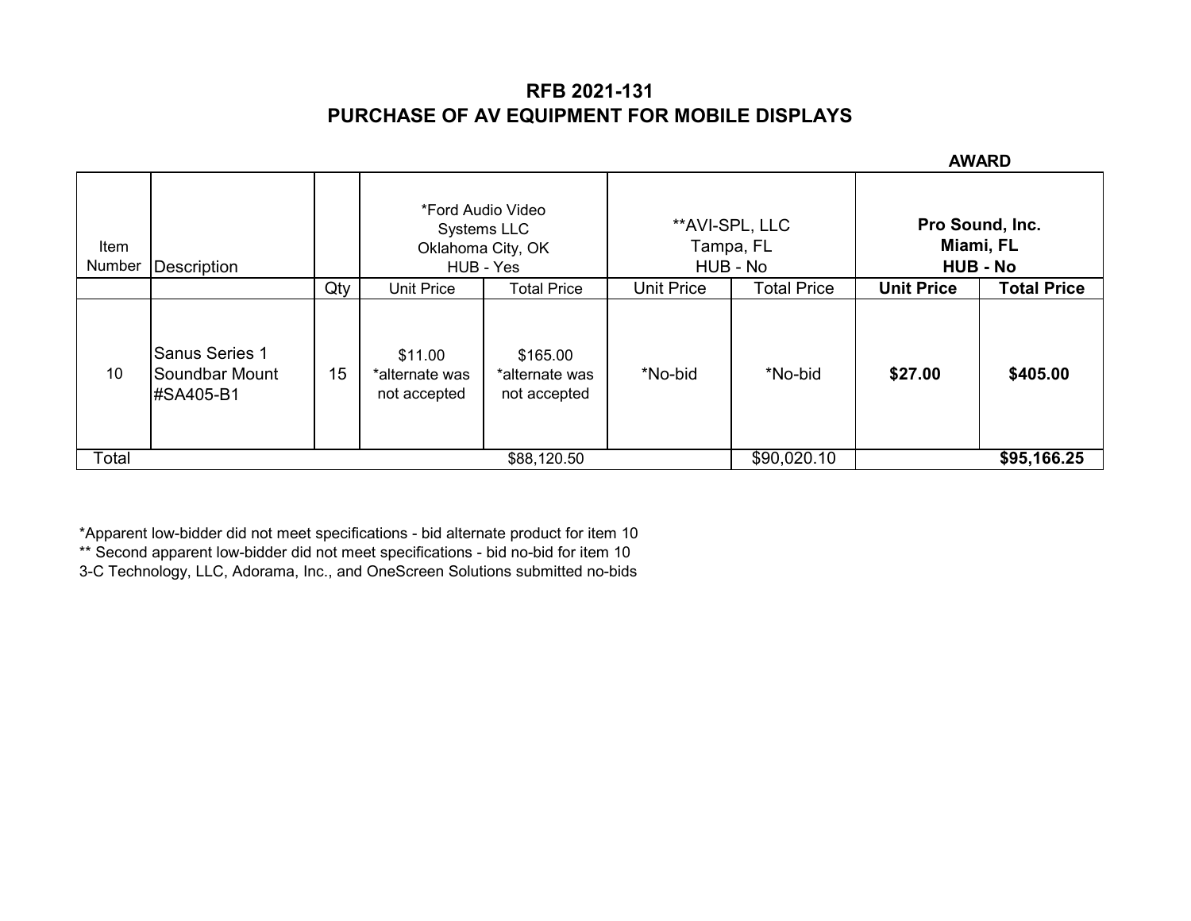## RFB 2021-131
## PURCHASE OF AV EQUIPMENT FOR MOBILE DISPLAYS

| Item Number | Description | | *Ford Audio Video Systems LLC Oklahoma City, OK HUB - Yes | | **AVI-SPL, LLC Tampa, FL HUB - No | | **AWARD** **Pro Sound, Inc. Miami, FL HUB - No** | |
|---|---|---|---|---|---|---|---|---|
| | | Qty | Unit Price | Total Price | Unit Price | Total Price | **Unit Price** | **Total Price** |
| 10 | Sanus Series 1 Soundbar Mount #SA405-B1 | 15 | $11.00 *alternate was not accepted | $165.00 *alternate was not accepted | *No-bid | *No-bid | **$27.00** | **$405.00** |
| Total | | | | $88,120.50 | | $90,020.10 | | **$95,166.25** |

*Apparent low-bidder did not meet specifications - bid alternate product for item 10
** Second apparent low-bidder did not meet specifications - bid no-bid for item 10
3-C Technology, LLC, Adorama, Inc., and OneScreen Solutions submitted no-bids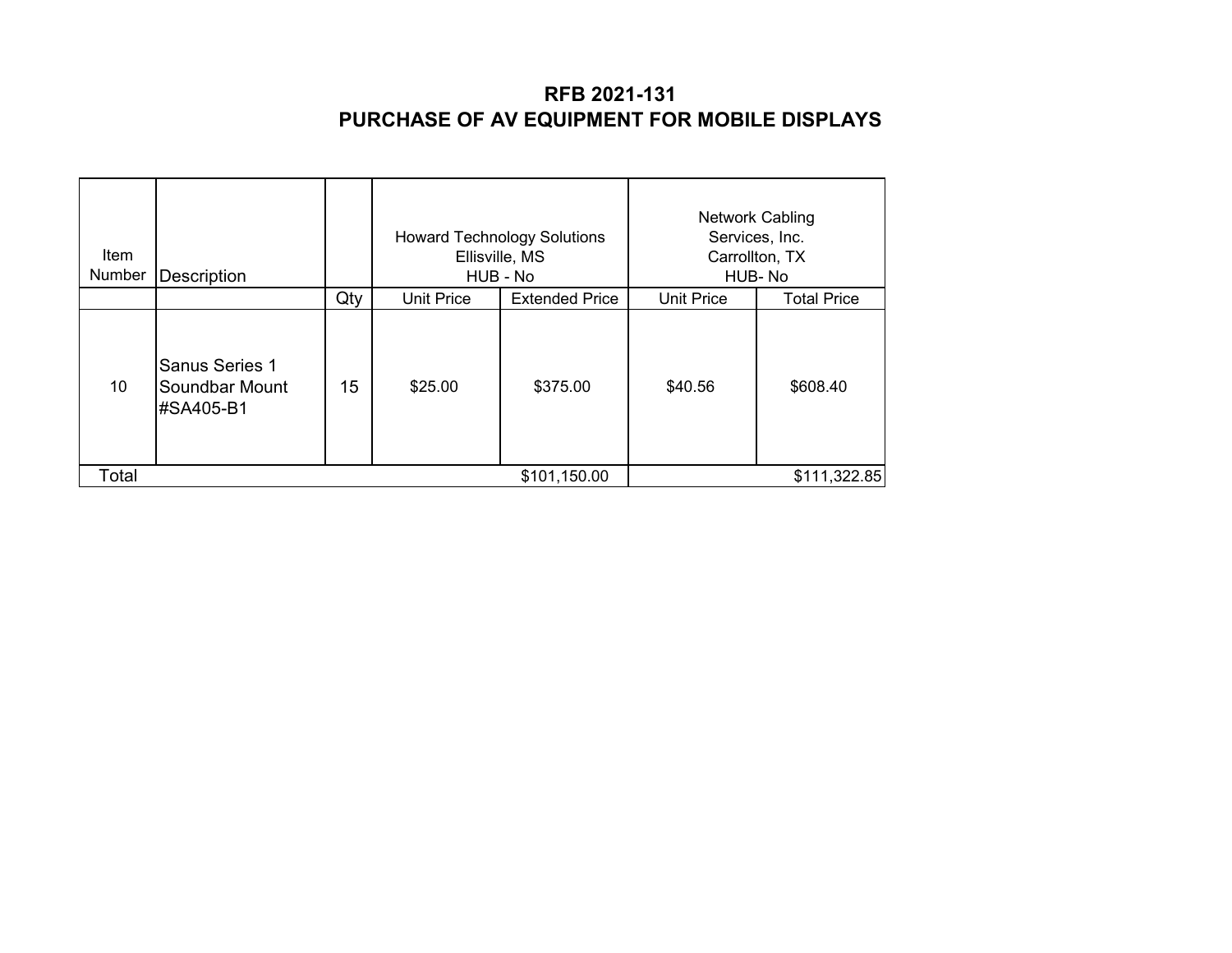**RFB 2021-131**
**PURCHASE OF AV EQUIPMENT FOR MOBILE DISPLAYS**

| Item Number | Description | | Howard Technology Solutions Ellisville, MS HUB - No | | Network Cabling Services, Inc. Carrollton, TX HUB- No | |
|---|---|---|---|---|---|---|
| | | Qty | Unit Price | Extended Price | Unit Price | Total Price |
| 10 | Sanus Series 1 Soundbar Mount #SA405-B1 | 15 | $25.00 | $375.00 | $40.56 | $608.40 |
| Total | | | | $101,150.00 | | $111,322.85 |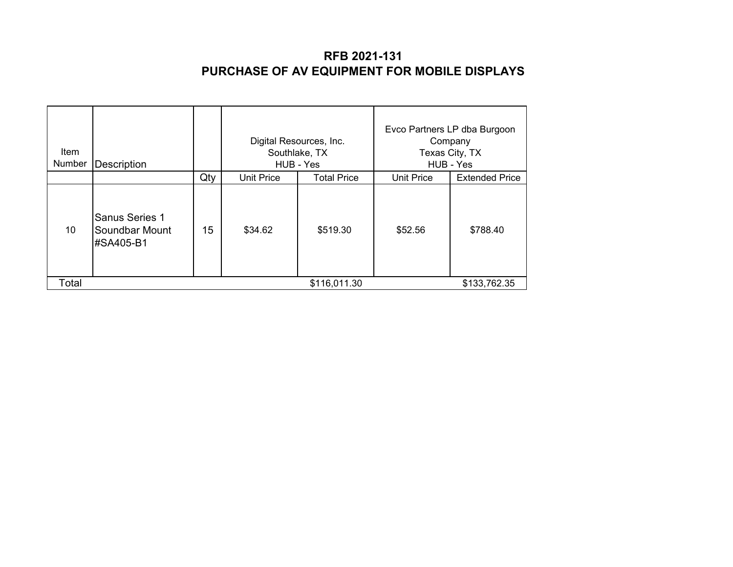# RFB 2021-131
# PURCHASE OF AV EQUIPMENT FOR MOBILE DISPLAYS

| Item Number | Description | | Digital Resources, Inc. Southlake, TX HUB - Yes | | Evco Partners LP dba Burgoon Company Texas City, TX HUB - Yes | |
|---|---|---|---|---|---|---|
| | | Qty | Unit Price | Total Price | Unit Price | Extended Price |
| 10 | Sanus Series 1 Soundbar Mount #SA405-B1 | 15 | $34.62 | $519.30 | $52.56 | $788.40 |
| Total | | | | $116,011.30 | | $133,762.35 |